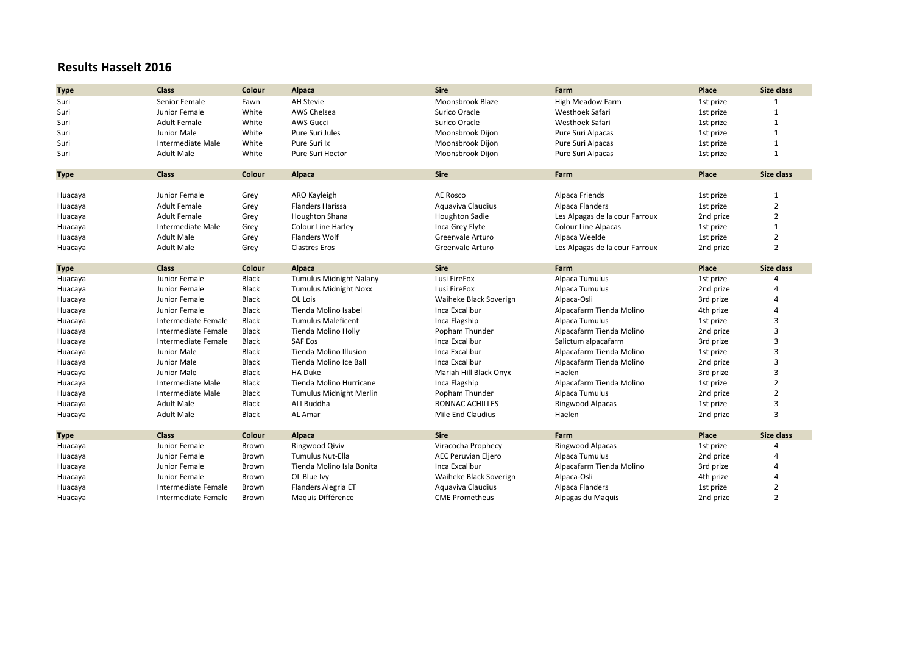# Results Hasselt 2016

| Type | Class | Colour | Alpaca | Sire | Farm | Place | Size class |
|---|---|---|---|---|---|---|---|
| Suri | Senior Female | Fawn | AH Stevie | Moonsbrook Blaze | High Meadow Farm | 1st prize | 1 |
| Suri | Junior Female | White | AWS Chelsea | Surico Oracle | Westhoek Safari | 1st prize | 1 |
| Suri | Adult Female | White | AWS Gucci | Surico Oracle | Westhoek Safari | 1st prize | 1 |
| Suri | Junior Male | White | Pure Suri Jules | Moonsbrook Dijon | Pure Suri Alpacas | 1st prize | 1 |
| Suri | Intermediate Male | White | Pure Suri Ix | Moonsbrook Dijon | Pure Suri Alpacas | 1st prize | 1 |
| Suri | Adult Male | White | Pure Suri Hector | Moonsbrook Dijon | Pure Suri Alpacas | 1st prize | 1 |

| Type | Class | Colour | Alpaca | Sire | Farm | Place | Size class |
|---|---|---|---|---|---|---|---|
| Huacaya | Junior Female | Grey | ARO Kayleigh | AE Rosco | Alpaca Friends | 1st prize | 1 |
| Huacaya | Adult Female | Grey | Flanders Harissa | Aquaviva Claudius | Alpaca Flanders | 1st prize | 2 |
| Huacaya | Adult Female | Grey | Houghton Shana | Houghton Sadie | Les Alpagas de la cour Farroux | 2nd prize | 2 |
| Huacaya | Intermediate Male | Grey | Colour Line Harley | Inca Grey Flyte | Colour Line Alpacas | 1st prize | 1 |
| Huacaya | Adult Male | Grey | Flanders Wolf | Greenvale Arturo | Alpaca Weelde | 1st prize | 2 |
| Huacaya | Adult Male | Grey | Clastres Eros | Greenvale Arturo | Les Alpagas de la cour Farroux | 2nd prize | 2 |

| Type | Class | Colour | Alpaca | Sire | Farm | Place | Size class |
|---|---|---|---|---|---|---|---|
| Huacaya | Junior Female | Black | Tumulus Midnight Nalany | Lusi FireFox | Alpaca Tumulus | 1st prize | 4 |
| Huacaya | Junior Female | Black | Tumulus Midnight Noxx | Lusi FireFox | Alpaca Tumulus | 2nd prize | 4 |
| Huacaya | Junior Female | Black | OL Lois | Waiheke Black Soverign | Alpaca-Osli | 3rd prize | 4 |
| Huacaya | Junior Female | Black | Tienda Molino Isabel | Inca Excalibur | Alpacafarm Tienda Molino | 4th prize | 4 |
| Huacaya | Intermediate Female | Black | Tumulus Maleficent | Inca Flagship | Alpaca Tumulus | 1st prize | 3 |
| Huacaya | Intermediate Female | Black | Tienda Molino Holly | Popham Thunder | Alpacafarm Tienda Molino | 2nd prize | 3 |
| Huacaya | Intermediate Female | Black | SAF Eos | Inca Excalibur | Salictum alpacafarm | 3rd prize | 3 |
| Huacaya | Junior Male | Black | Tienda Molino Illusion | Inca Excalibur | Alpacafarm Tienda Molino | 1st prize | 3 |
| Huacaya | Junior Male | Black | Tienda Molino Ice Ball | Inca Excalibur | Alpacafarm Tienda Molino | 2nd prize | 3 |
| Huacaya | Junior Male | Black | HA Duke | Mariah Hill Black Onyx | Haelen | 3rd prize | 3 |
| Huacaya | Intermediate Male | Black | Tienda Molino Hurricane | Inca Flagship | Alpacafarm Tienda Molino | 1st prize | 2 |
| Huacaya | Intermediate Male | Black | Tumulus Midnight Merlin | Popham Thunder | Alpaca Tumulus | 2nd prize | 2 |
| Huacaya | Adult Male | Black | ALI Buddha | BONNAC ACHILLES | Ringwood Alpacas | 1st prize | 3 |
| Huacaya | Adult Male | Black | AL Amar | Mile End Claudius | Haelen | 2nd prize | 3 |

| Type | Class | Colour | Alpaca | Sire | Farm | Place | Size class |
|---|---|---|---|---|---|---|---|
| Huacaya | Junior Female | Brown | Ringwood Qiviv | Viracocha Prophecy | Ringwood Alpacas | 1st prize | 4 |
| Huacaya | Junior Female | Brown | Tumulus Nut-Ella | AEC Peruvian Eljero | Alpaca Tumulus | 2nd prize | 4 |
| Huacaya | Junior Female | Brown | Tienda Molino Isla Bonita | Inca Excalibur | Alpacafarm Tienda Molino | 3rd prize | 4 |
| Huacaya | Junior Female | Brown | OL Blue Ivy | Waiheke Black Soverign | Alpaca-Osli | 4th prize | 4 |
| Huacaya | Intermediate Female | Brown | Flanders Alegria ET | Aquaviva Claudius | Alpaca Flanders | 1st prize | 2 |
| Huacaya | Intermediate Female | Brown | Maquis Différence | CME Prometheus | Alpagas du Maquis | 2nd prize | 2 |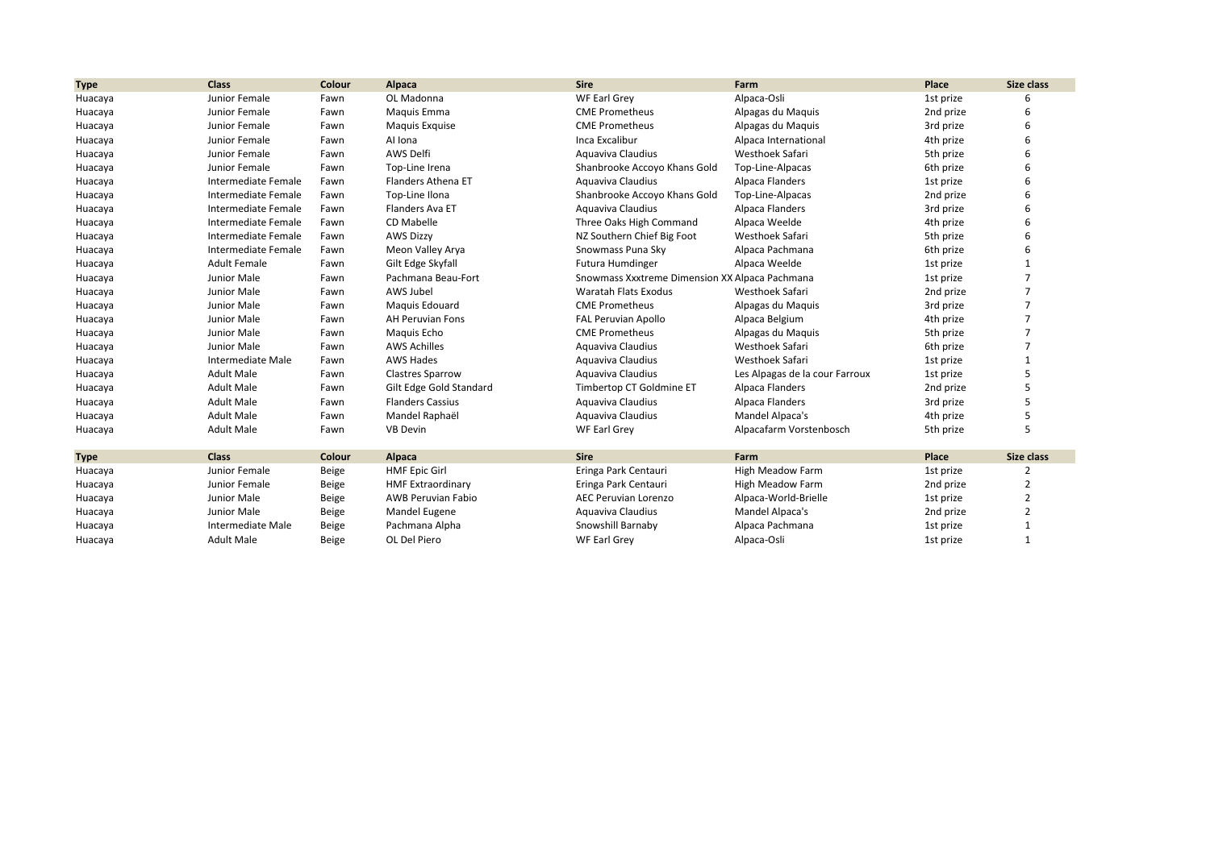| Type | Class | Colour | Alpaca | Sire | Farm | Place | Size class |
|---|---|---|---|---|---|---|---|
| Huacaya | Junior Female | Fawn | OL Madonna | WF Earl Grey | Alpaca-Osli | 1st prize | 6 |
| Huacaya | Junior Female | Fawn | Maquis Emma | CME Prometheus | Alpagas du Maquis | 2nd prize | 6 |
| Huacaya | Junior Female | Fawn | Maquis Exquise | CME Prometheus | Alpagas du Maquis | 3rd prize | 6 |
| Huacaya | Junior Female | Fawn | AI Iona | Inca Excalibur | Alpaca International | 4th prize | 6 |
| Huacaya | Junior Female | Fawn | AWS Delfi | Aquaviva Claudius | Westhoek Safari | 5th prize | 6 |
| Huacaya | Junior Female | Fawn | Top-Line Irena | Shanbrooke Accoyo Khans Gold | Top-Line-Alpacas | 6th prize | 6 |
| Huacaya | Intermediate Female | Fawn | Flanders Athena ET | Aquaviva Claudius | Alpaca Flanders | 1st prize | 6 |
| Huacaya | Intermediate Female | Fawn | Top-Line Ilona | Shanbrooke Accoyo Khans Gold | Top-Line-Alpacas | 2nd prize | 6 |
| Huacaya | Intermediate Female | Fawn | Flanders Ava ET | Aquaviva Claudius | Alpaca Flanders | 3rd prize | 6 |
| Huacaya | Intermediate Female | Fawn | CD Mabelle | Three Oaks High Command | Alpaca Weelde | 4th prize | 6 |
| Huacaya | Intermediate Female | Fawn | AWS Dizzy | NZ Southern Chief Big Foot | Westhoek Safari | 5th prize | 6 |
| Huacaya | Intermediate Female | Fawn | Meon Valley Arya | Snowmass Puna Sky | Alpaca Pachmana | 6th prize | 6 |
| Huacaya | Adult Female | Fawn | Gilt Edge Skyfall | Futura Humdinger | Alpaca Weelde | 1st prize | 1 |
| Huacaya | Junior Male | Fawn | Pachmana Beau-Fort | Snowmass Xxxtreme Dimension XX | Alpaca Pachmana | 1st prize | 7 |
| Huacaya | Junior Male | Fawn | AWS Jubel | Waratah Flats Exodus | Westhoek Safari | 2nd prize | 7 |
| Huacaya | Junior Male | Fawn | Maquis Edouard | CME Prometheus | Alpagas du Maquis | 3rd prize | 7 |
| Huacaya | Junior Male | Fawn | AH Peruvian Fons | FAL Peruvian Apollo | Alpaca Belgium | 4th prize | 7 |
| Huacaya | Junior Male | Fawn | Maquis Echo | CME Prometheus | Alpagas du Maquis | 5th prize | 7 |
| Huacaya | Junior Male | Fawn | AWS Achilles | Aquaviva Claudius | Westhoek Safari | 6th prize | 7 |
| Huacaya | Intermediate Male | Fawn | AWS Hades | Aquaviva Claudius | Westhoek Safari | 1st prize | 1 |
| Huacaya | Adult Male | Fawn | Clastres Sparrow | Aquaviva Claudius | Les Alpagas de la cour Farroux | 1st prize | 5 |
| Huacaya | Adult Male | Fawn | Gilt Edge Gold Standard | Timbertop CT Goldmine ET | Alpaca Flanders | 2nd prize | 5 |
| Huacaya | Adult Male | Fawn | Flanders Cassius | Aquaviva Claudius | Alpaca Flanders | 3rd prize | 5 |
| Huacaya | Adult Male | Fawn | Mandel Raphaël | Aquaviva Claudius | Mandel Alpaca's | 4th prize | 5 |
| Huacaya | Adult Male | Fawn | VB Devin | WF Earl Grey | Alpacafarm Vorstenbosch | 5th prize | 5 |

| Type | Class | Colour | Alpaca | Sire | Farm | Place | Size class |
|---|---|---|---|---|---|---|---|
| Huacaya | Junior Female | Beige | HMF Epic Girl | Eringa Park Centauri | High Meadow Farm | 1st prize | 2 |
| Huacaya | Junior Female | Beige | HMF Extraordinary | Eringa Park Centauri | High Meadow Farm | 2nd prize | 2 |
| Huacaya | Junior Male | Beige | AWB Peruvian Fabio | AEC Peruvian Lorenzo | Alpaca-World-Brielle | 1st prize | 2 |
| Huacaya | Junior Male | Beige | Mandel Eugene | Aquaviva Claudius | Mandel Alpaca's | 2nd prize | 2 |
| Huacaya | Intermediate Male | Beige | Pachmana Alpha | Snowshill Barnaby | Alpaca Pachmana | 1st prize | 1 |
| Huacaya | Adult Male | Beige | OL Del Piero | WF Earl Grey | Alpaca-Osli | 1st prize | 1 |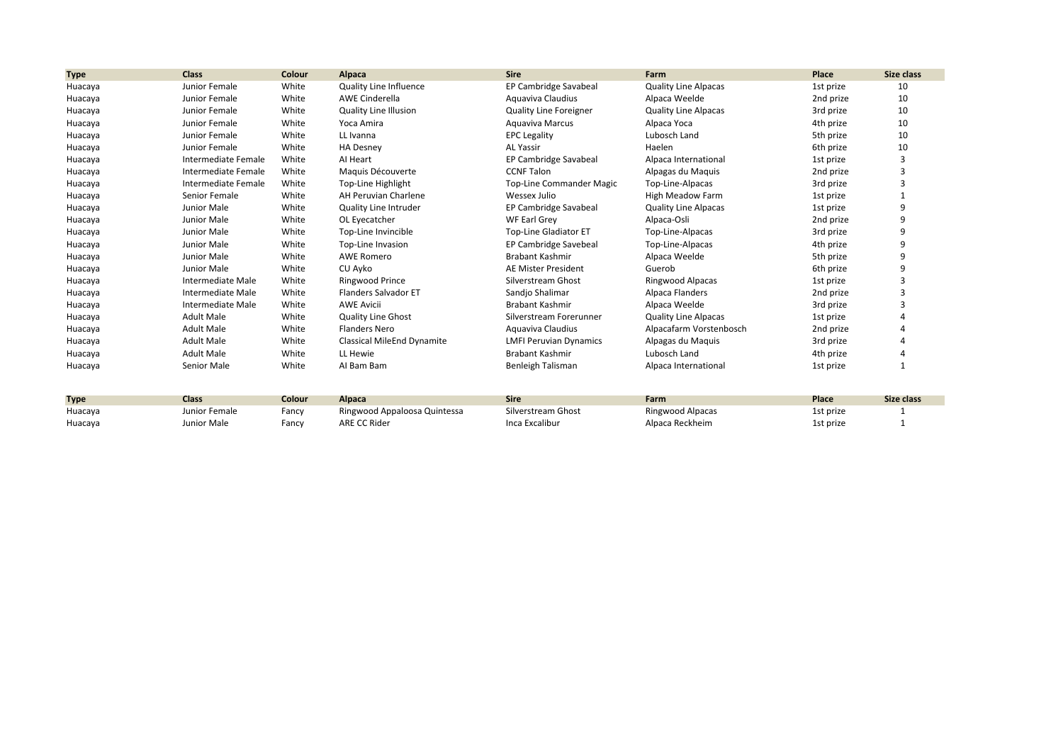| Type | Class | Colour | Alpaca | Sire | Farm | Place | Size class |
| --- | --- | --- | --- | --- | --- | --- | --- |
| Huacaya | Junior Female | White | Quality Line Influence | EP Cambridge Savabeal | Quality Line Alpacas | 1st prize | 10 |
| Huacaya | Junior Female | White | AWE Cinderella | Aquaviva Claudius | Alpaca Weelde | 2nd prize | 10 |
| Huacaya | Junior Female | White | Quality Line Illusion | Quality Line Foreigner | Quality Line Alpacas | 3rd prize | 10 |
| Huacaya | Junior Female | White | Yoca Amira | Aquaviva Marcus | Alpaca Yoca | 4th prize | 10 |
| Huacaya | Junior Female | White | LL Ivanna | EPC Legality | Lubosch Land | 5th prize | 10 |
| Huacaya | Junior Female | White | HA Desney | AL Yassir | Haelen | 6th prize | 10 |
| Huacaya | Intermediate Female | White | AI Heart | EP Cambridge Savabeal | Alpaca International | 1st prize | 3 |
| Huacaya | Intermediate Female | White | Maquis Découverte | CCNF Talon | Alpagas du Maquis | 2nd prize | 3 |
| Huacaya | Intermediate Female | White | Top-Line Highlight | Top-Line Commander Magic | Top-Line-Alpacas | 3rd prize | 3 |
| Huacaya | Senior Female | White | AH Peruvian Charlene | Wessex Julio | High Meadow Farm | 1st prize | 1 |
| Huacaya | Junior Male | White | Quality Line Intruder | EP Cambridge Savabeal | Quality Line Alpacas | 1st prize | 9 |
| Huacaya | Junior Male | White | OL Eyecatcher | WF Earl Grey | Alpaca-Osli | 2nd prize | 9 |
| Huacaya | Junior Male | White | Top-Line Invincible | Top-Line Gladiator ET | Top-Line-Alpacas | 3rd prize | 9 |
| Huacaya | Junior Male | White | Top-Line Invasion | EP Cambridge Savebeal | Top-Line-Alpacas | 4th prize | 9 |
| Huacaya | Junior Male | White | AWE Romero | Brabant Kashmir | Alpaca Weelde | 5th prize | 9 |
| Huacaya | Junior Male | White | CU Ayko | AE Mister President | Guerob | 6th prize | 9 |
| Huacaya | Intermediate Male | White | Ringwood Prince | Silverstream Ghost | Ringwood Alpacas | 1st prize | 3 |
| Huacaya | Intermediate Male | White | Flanders Salvador ET | Sandjo Shalimar | Alpaca Flanders | 2nd prize | 3 |
| Huacaya | Intermediate Male | White | AWE Avicii | Brabant Kashmir | Alpaca Weelde | 3rd prize | 3 |
| Huacaya | Adult Male | White | Quality Line Ghost | Silverstream Forerunner | Quality Line Alpacas | 1st prize | 4 |
| Huacaya | Adult Male | White | Flanders Nero | Aquaviva Claudius | Alpacafarm Vorstenbosch | 2nd prize | 4 |
| Huacaya | Adult Male | White | Classical MileEnd Dynamite | LMFI Peruvian Dynamics | Alpagas du Maquis | 3rd prize | 4 |
| Huacaya | Adult Male | White | LL Hewie | Brabant Kashmir | Lubosch Land | 4th prize | 4 |
| Huacaya | Senior Male | White | AI Bam Bam | Benleigh Talisman | Alpaca International | 1st prize | 1 |

| Type | Class | Colour | Alpaca | Sire | Farm | Place | Size class |
| --- | --- | --- | --- | --- | --- | --- | --- |
| Huacaya | Junior Female | Fancy | Ringwood Appaloosa Quintessa | Silverstream Ghost | Ringwood Alpacas | 1st prize | 1 |
| Huacaya | Junior Male | Fancy | ARE CC Rider | Inca Excalibur | Alpaca Reckheim | 1st prize | 1 |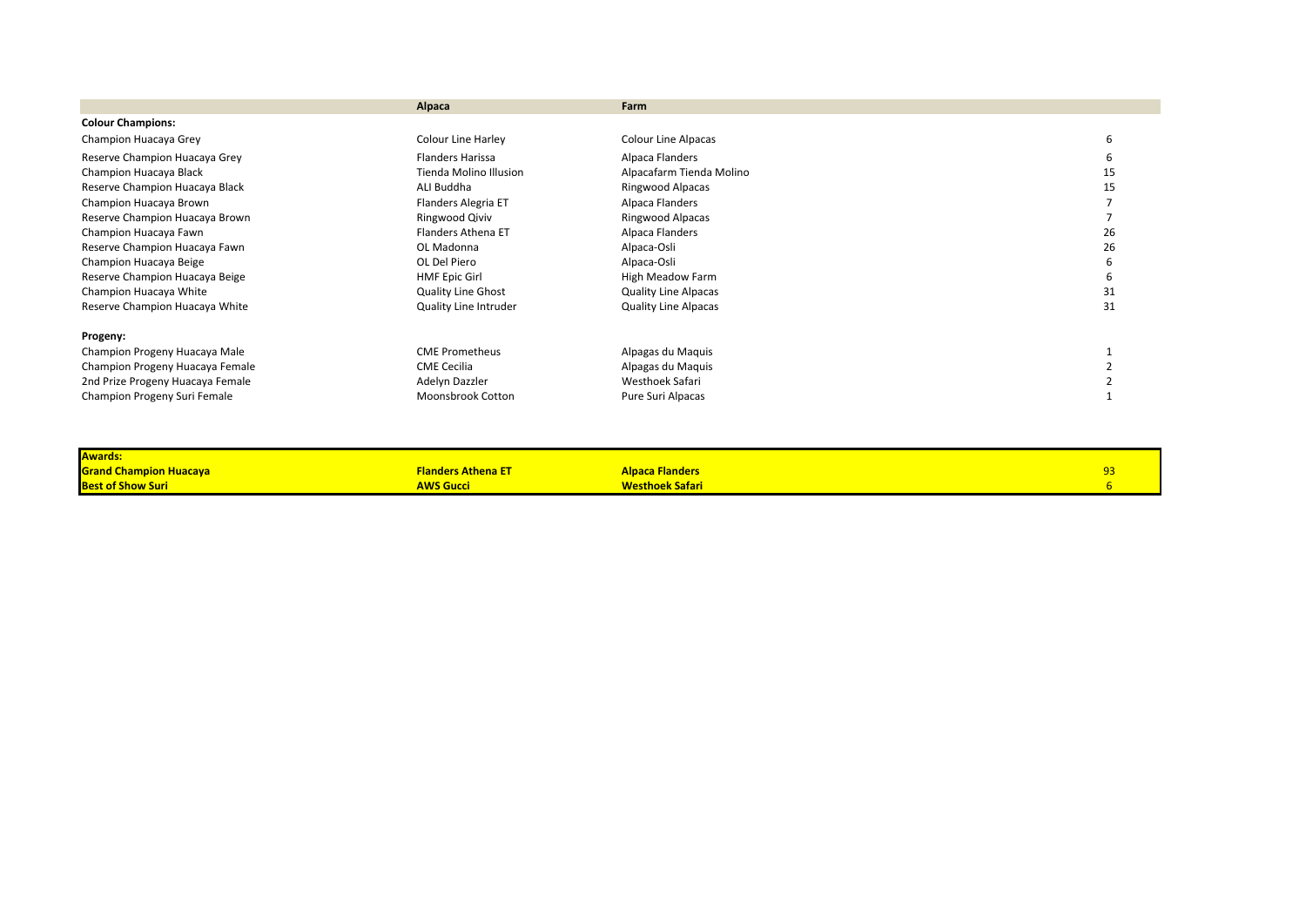| | Alpaca | Farm | |
|---|---|---|---|
| **Colour Champions:** | | | |
| Champion Huacaya Grey | Colour Line Harley | Colour Line Alpacas | 6 |
| Reserve Champion Huacaya Grey | Flanders Harissa | Alpaca Flanders | 6 |
| Champion Huacaya Black | Tienda Molino Illusion | Alpacafarm Tienda Molino | 15 |
| Reserve Champion Huacaya Black | ALI Buddha | Ringwood Alpacas | 15 |
| Champion Huacaya Brown | Flanders Alegria ET | Alpaca Flanders | 7 |
| Reserve Champion Huacaya Brown | Ringwood Qiviv | Ringwood Alpacas | 7 |
| Champion Huacaya Fawn | Flanders Athena ET | Alpaca Flanders | 26 |
| Reserve Champion Huacaya Fawn | OL Madonna | Alpaca-Osli | 26 |
| Champion Huacaya Beige | OL Del Piero | Alpaca-Osli | 6 |
| Reserve Champion Huacaya Beige | HMF Epic Girl | High Meadow Farm | 6 |
| Champion Huacaya White | Quality Line Ghost | Quality Line Alpacas | 31 |
| Reserve Champion Huacaya White | Quality Line Intruder | Quality Line Alpacas | 31 |
| **Progeny:** | | | |
| Champion Progeny Huacaya Male | CME Prometheus | Alpagas du Maquis | 1 |
| Champion Progeny Huacaya Female | CME Cecilia | Alpagas du Maquis | 2 |
| 2nd Prize Progeny Huacaya Female | Adelyn Dazzler | Westhoek Safari | 2 |
| Champion Progeny Suri Female | Moonsbrook Cotton | Pure Suri Alpacas | 1 |

| **Awards:** | | | |
|---|---|---|---|
| **Grand Champion Huacaya** | **Flanders Athena ET** | **Alpaca Flanders** | 93 |
| **Best of Show Suri** | **AWS Gucci** | **Westhoek Safari** | 6 |